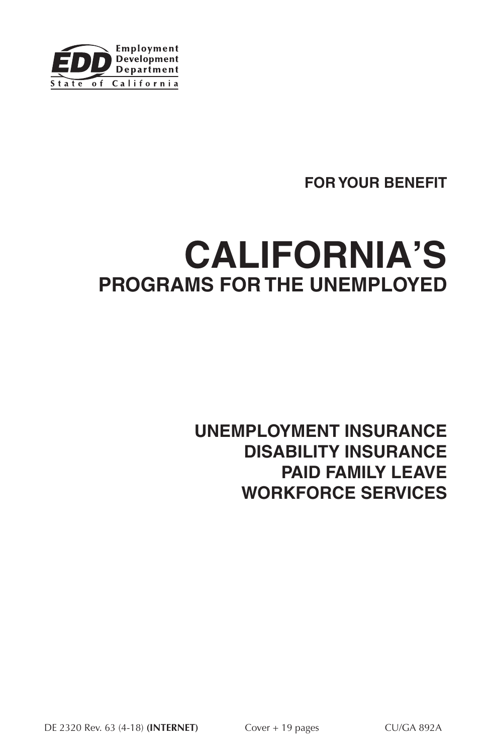Employment Development Department
State of California

**FOR YOUR BENEFIT**

# CALIFORNIA'S
## PROGRAMS FOR THE UNEMPLOYED

**UNEMPLOYMENT INSURANCE**
**DISABILITY INSURANCE**
**PAID FAMILY LEAVE**
**WORKFORCE SERVICES**

DE 2320 Rev. 63 (4-18) **(INTERNET)** Cover + 19 pages CU/GA 892A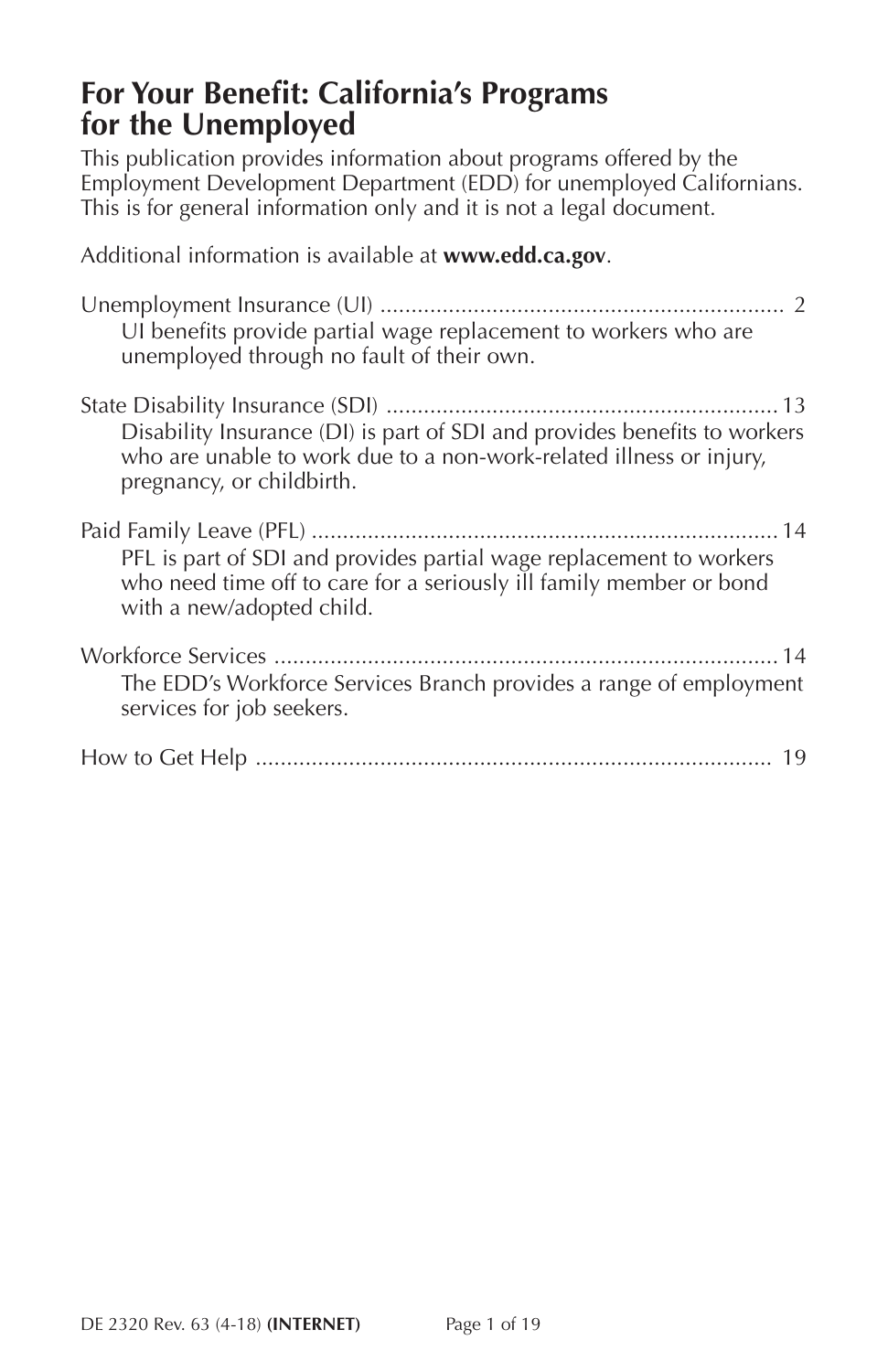# For Your Benefit: California's Programs for the Unemployed

This publication provides information about programs offered by the Employment Development Department (EDD) for unemployed Californians. This is for general information only and it is not a legal document.

Additional information is available at **www.edd.ca.gov**.

Unemployment Insurance (UI) ................................................................ 2
UI benefits provide partial wage replacement to workers who are unemployed through no fault of their own.

State Disability Insurance (SDI) ............................................................. 13
Disability Insurance (DI) is part of SDI and provides benefits to workers who are unable to work due to a non-work-related illness or injury, pregnancy, or childbirth.

Paid Family Leave (PFL) ......................................................................... 14
PFL is part of SDI and provides partial wage replacement to workers who need time off to care for a seriously ill family member or bond with a new/adopted child.

Workforce Services ................................................................................ 14
The EDD's Workforce Services Branch provides a range of employment services for job seekers.

How to Get Help .................................................................................. 19

DE 2320 Rev. 63 (4-18) **(INTERNET)**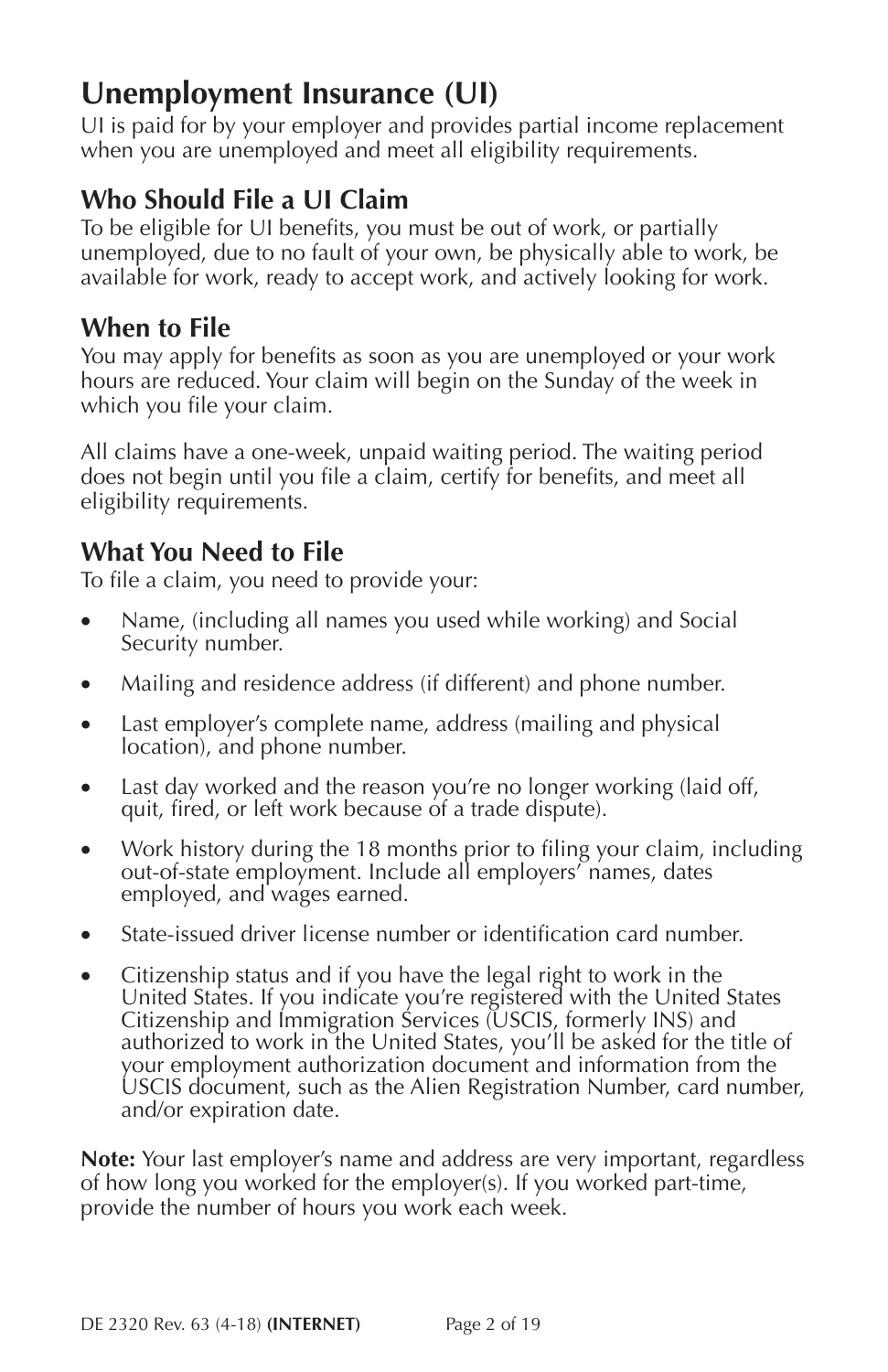# Unemployment Insurance (UI)

UI is paid for by your employer and provides partial income replacement when you are unemployed and meet all eligibility requirements.

## Who Should File a UI Claim

To be eligible for UI benefits, you must be out of work, or partially unemployed, due to no fault of your own, be physically able to work, be available for work, ready to accept work, and actively looking for work.

## When to File

You may apply for benefits as soon as you are unemployed or your work hours are reduced. Your claim will begin on the Sunday of the week in which you file your claim.

All claims have a one-week, unpaid waiting period. The waiting period does not begin until you file a claim, certify for benefits, and meet all eligibility requirements.

## What You Need to File

To file a claim, you need to provide your:

- Name, (including all names you used while working) and Social Security number.
- Mailing and residence address (if different) and phone number.
- Last employer's complete name, address (mailing and physical location), and phone number.
- Last day worked and the reason you're no longer working (laid off, quit, fired, or left work because of a trade dispute).
- Work history during the 18 months prior to filing your claim, including out-of-state employment. Include all employers' names, dates employed, and wages earned.
- State-issued driver license number or identification card number.
- Citizenship status and if you have the legal right to work in the United States. If you indicate you're registered with the United States Citizenship and Immigration Services (USCIS, formerly INS) and authorized to work in the United States, you'll be asked for the title of your employment authorization document and information from the USCIS document, such as the Alien Registration Number, card number, and/or expiration date.

**Note:** Your last employer's name and address are very important, regardless of how long you worked for the employer(s). If you worked part-time, provide the number of hours you work each week.

DE 2320 Rev. 63 (4-18) **(INTERNET)**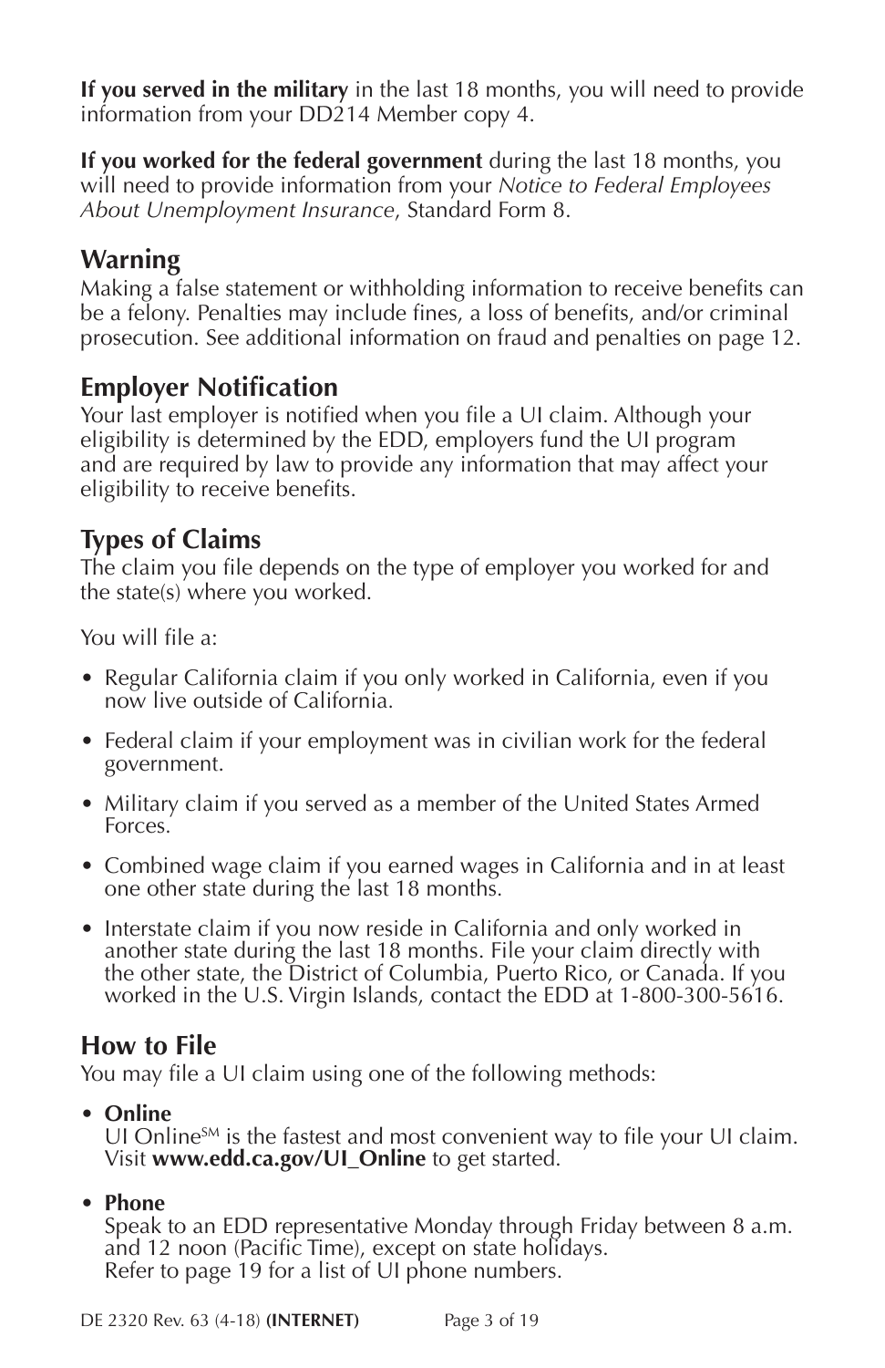**If you served in the military** in the last 18 months, you will need to provide information from your DD214 Member copy 4.

**If you worked for the federal government** during the last 18 months, you will need to provide information from your *Notice to Federal Employees About Unemployment Insurance*, Standard Form 8.

## Warning

Making a false statement or withholding information to receive benefits can be a felony. Penalties may include fines, a loss of benefits, and/or criminal prosecution. See additional information on fraud and penalties on page 12.

## Employer Notification

Your last employer is notified when you file a UI claim. Although your eligibility is determined by the EDD, employers fund the UI program and are required by law to provide any information that may affect your eligibility to receive benefits.

## Types of Claims

The claim you file depends on the type of employer you worked for and the state(s) where you worked.

You will file a:

- Regular California claim if you only worked in California, even if you now live outside of California.
- Federal claim if your employment was in civilian work for the federal government.
- Military claim if you served as a member of the United States Armed Forces.
- Combined wage claim if you earned wages in California and in at least one other state during the last 18 months.
- Interstate claim if you now reside in California and only worked in another state during the last 18 months. File your claim directly with the other state, the District of Columbia, Puerto Rico, or Canada. If you worked in the U.S. Virgin Islands, contact the EDD at 1-800-300-5616.

## How to File

You may file a UI claim using one of the following methods:

- **Online**
  UI Online[SM] is the fastest and most convenient way to file your UI claim. Visit **www.edd.ca.gov/UI_Online** to get started.
- **Phone**
  Speak to an EDD representative Monday through Friday between 8 a.m. and 12 noon (Pacific Time), except on state holidays.
  Refer to page 19 for a list of UI phone numbers.

DE 2320 Rev. 63 (4-18) **(INTERNET)**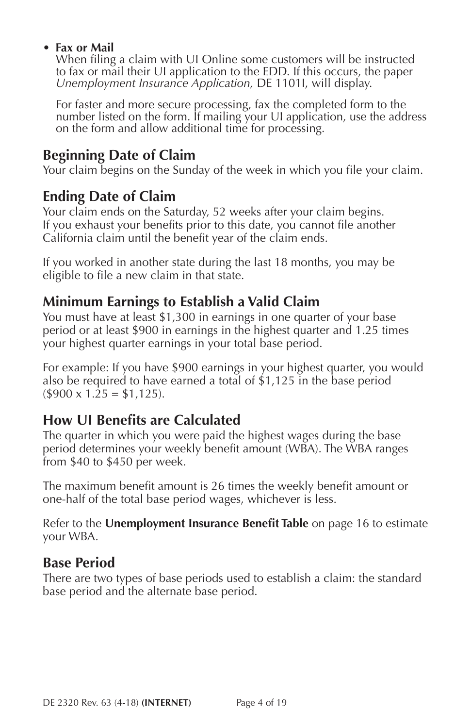- **Fax or Mail**

  When filing a claim with UI Online some customers will be instructed to fax or mail their UI application to the EDD. If this occurs, the paper *Unemployment Insurance Application,* DE 1101I, will display.

  For faster and more secure processing, fax the completed form to the number listed on the form. If mailing your UI application, use the address on the form and allow additional time for processing.

## Beginning Date of Claim

Your claim begins on the Sunday of the week in which you file your claim.

## Ending Date of Claim

Your claim ends on the Saturday, 52 weeks after your claim begins. If you exhaust your benefits prior to this date, you cannot file another California claim until the benefit year of the claim ends.

If you worked in another state during the last 18 months, you may be eligible to file a new claim in that state.

## Minimum Earnings to Establish a Valid Claim

You must have at least $1,300 in earnings in one quarter of your base period or at least $900 in earnings in the highest quarter and 1.25 times your highest quarter earnings in your total base period.

For example: If you have $900 earnings in your highest quarter, you would also be required to have earned a total of $1,125 in the base period ($900 x 1.25 = $1,125).

## How UI Benefits are Calculated

The quarter in which you were paid the highest wages during the base period determines your weekly benefit amount (WBA). The WBA ranges from $40 to $450 per week.

The maximum benefit amount is 26 times the weekly benefit amount or one-half of the total base period wages, whichever is less.

Refer to the **Unemployment Insurance Benefit Table** on page 16 to estimate your WBA.

## Base Period

There are two types of base periods used to establish a claim: the standard base period and the alternate base period.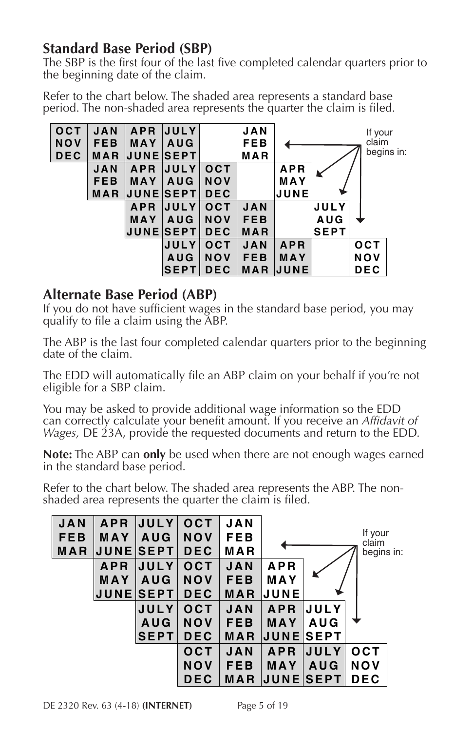## Standard Base Period (SBP)

The SBP is the first four of the last five completed calendar quarters prior to the beginning date of the claim.

Refer to the chart below. The shaded area represents a standard base period. The non-shaded area represents the quarter the claim is filed.

| | | | | | | | | If your claim begins in: |
|---|---|---|---|---|---|---|---|---|
| OCT NOV DEC | JAN FEB MAR | APR MAY JUNE | JULY AUG SEPT | | JAN FEB MAR | | | |
| | JAN FEB MAR | APR MAY JUNE | JULY AUG SEPT | OCT NOV DEC | | APR MAY JUNE | | |
| | | APR MAY JUNE | JULY AUG SEPT | OCT NOV DEC | JAN FEB MAR | | JULY AUG SEPT | |
| | | | JULY AUG SEPT | OCT NOV DEC | JAN FEB MAR | APR MAY JUNE | | OCT NOV DEC |

## Alternate Base Period (ABP)

If you do not have sufficient wages in the standard base period, you may qualify to file a claim using the ABP.

The ABP is the last four completed calendar quarters prior to the beginning date of the claim.

The EDD will automatically file an ABP claim on your behalf if you're not eligible for a SBP claim.

You may be asked to provide additional wage information so the EDD can correctly calculate your benefit amount. If you receive an *Affidavit of Wages,* DE 23A, provide the requested documents and return to the EDD.

**Note:** The ABP can **only** be used when there are not enough wages earned in the standard base period.

Refer to the chart below. The shaded area represents the ABP. The non-shaded area represents the quarter the claim is filed.

| | | | | | | | If your claim begins in: |
|---|---|---|---|---|---|---|---|
| JAN FEB MAR | APR MAY JUNE | JULY AUG SEPT | OCT NOV DEC | JAN FEB MAR | | | |
| | APR MAY JUNE | JULY AUG SEPT | OCT NOV DEC | JAN FEB MAR | APR MAY JUNE | | |
| | | JULY AUG SEPT | OCT NOV DEC | JAN FEB MAR | APR MAY JUNE | JULY AUG SEPT | |
| | | | OCT NOV DEC | JAN FEB MAR | APR MAY JUNE | JULY AUG SEPT | OCT NOV DEC |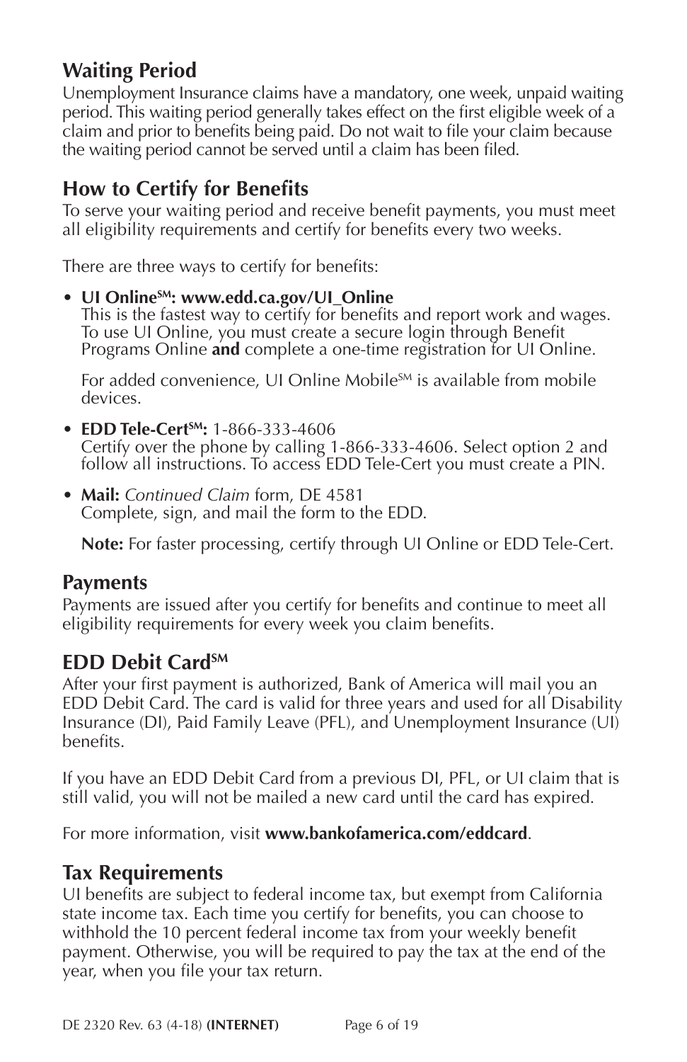## Waiting Period

Unemployment Insurance claims have a mandatory, one week, unpaid waiting period. This waiting period generally takes effect on the first eligible week of a claim and prior to benefits being paid. Do not wait to file your claim because the waiting period cannot be served until a claim has been filed.

## How to Certify for Benefits

To serve your waiting period and receive benefit payments, you must meet all eligibility requirements and certify for benefits every two weeks.

There are three ways to certify for benefits:

- **UI Online[SM]: www.edd.ca.gov/UI_Online**
  This is the fastest way to certify for benefits and report work and wages. To use UI Online, you must create a secure login through Benefit Programs Online **and** complete a one-time registration for UI Online.

  For added convenience, UI Online Mobile[SM] is available from mobile devices.

- **EDD Tele-Cert[SM]:** 1-866-333-4606
  Certify over the phone by calling 1-866-333-4606. Select option 2 and follow all instructions. To access EDD Tele-Cert you must create a PIN.

- **Mail:** *Continued Claim* form, DE 4581
  Complete, sign, and mail the form to the EDD.

  **Note:** For faster processing, certify through UI Online or EDD Tele-Cert.

## Payments

Payments are issued after you certify for benefits and continue to meet all eligibility requirements for every week you claim benefits.

## EDD Debit Card[SM]

After your first payment is authorized, Bank of America will mail you an EDD Debit Card. The card is valid for three years and used for all Disability Insurance (DI), Paid Family Leave (PFL), and Unemployment Insurance (UI) benefits.

If you have an EDD Debit Card from a previous DI, PFL, or UI claim that is still valid, you will not be mailed a new card until the card has expired.

For more information, visit **www.bankofamerica.com/eddcard**.

## Tax Requirements

UI benefits are subject to federal income tax, but exempt from California state income tax. Each time you certify for benefits, you can choose to withhold the 10 percent federal income tax from your weekly benefit payment. Otherwise, you will be required to pay the tax at the end of the year, when you file your tax return.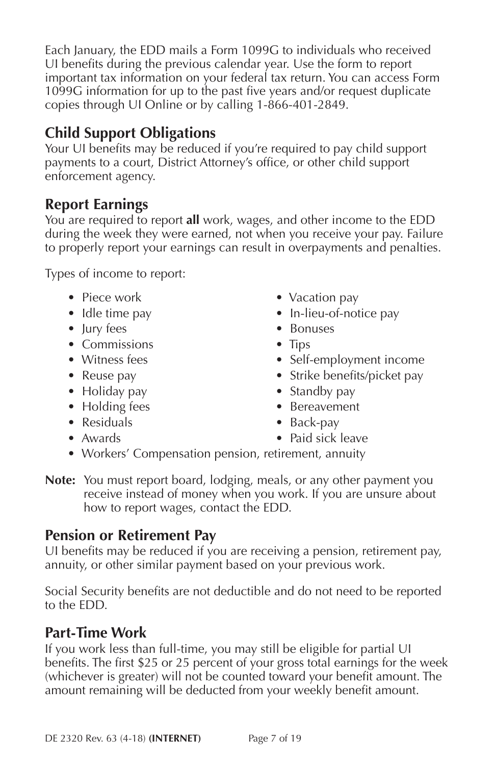Each January, the EDD mails a Form 1099G to individuals who received UI benefits during the previous calendar year. Use the form to report important tax information on your federal tax return. You can access Form 1099G information for up to the past five years and/or request duplicate copies through UI Online or by calling 1-866-401-2849.

## Child Support Obligations

Your UI benefits may be reduced if you're required to pay child support payments to a court, District Attorney's office, or other child support enforcement agency.

## Report Earnings

You are required to report **all** work, wages, and other income to the EDD during the week they were earned, not when you receive your pay. Failure to properly report your earnings can result in overpayments and penalties.

Types of income to report:

- Piece work
- Idle time pay
- Jury fees
- Commissions
- Witness fees
- Reuse pay
- Holiday pay
- Holding fees
- Residuals
- Awards
- Vacation pay
- In-lieu-of-notice pay
- Bonuses
- Tips
- Self-employment income
- Strike benefits/picket pay
- Standby pay
- Bereavement
- Back-pay
- Paid sick leave
- Workers' Compensation pension, retirement, annuity

**Note:** You must report board, lodging, meals, or any other payment you receive instead of money when you work. If you are unsure about how to report wages, contact the EDD.

## Pension or Retirement Pay

UI benefits may be reduced if you are receiving a pension, retirement pay, annuity, or other similar payment based on your previous work.

Social Security benefits are not deductible and do not need to be reported to the EDD.

## Part-Time Work

If you work less than full-time, you may still be eligible for partial UI benefits. The first $25 or 25 percent of your gross total earnings for the week (whichever is greater) will not be counted toward your benefit amount. The amount remaining will be deducted from your weekly benefit amount.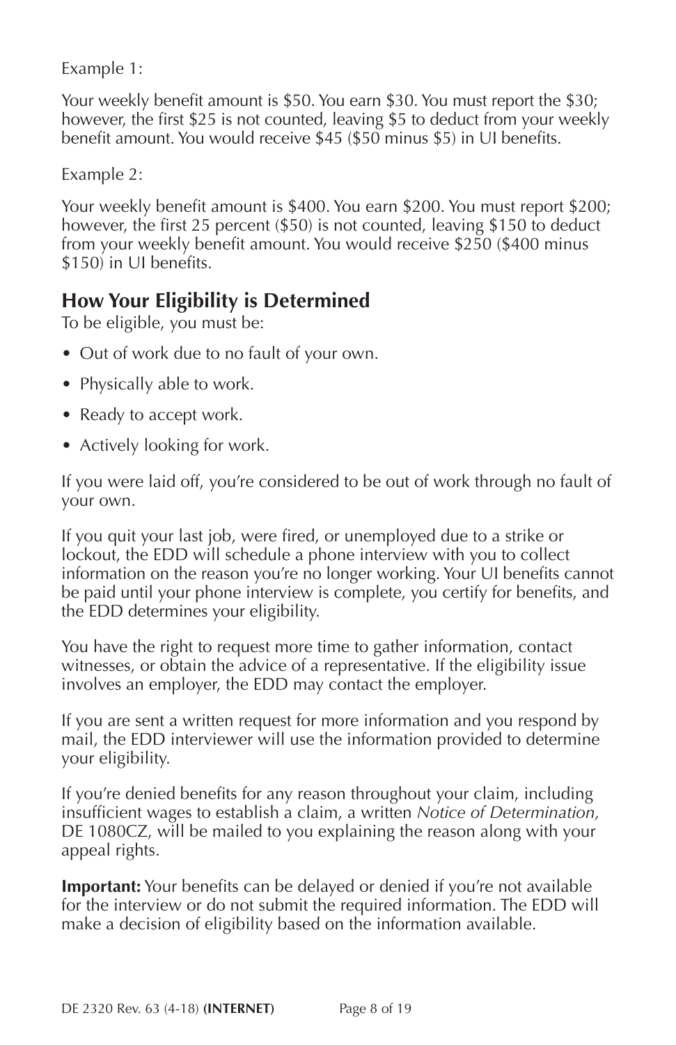Example 1:

Your weekly benefit amount is $50. You earn $30. You must report the $30; however, the first $25 is not counted, leaving $5 to deduct from your weekly benefit amount. You would receive $45 ($50 minus $5) in UI benefits.

Example 2:

Your weekly benefit amount is $400. You earn $200. You must report $200; however, the first 25 percent ($50) is not counted, leaving $150 to deduct from your weekly benefit amount. You would receive $250 ($400 minus $150) in UI benefits.

## How Your Eligibility is Determined

To be eligible, you must be:

- Out of work due to no fault of your own.
- Physically able to work.
- Ready to accept work.
- Actively looking for work.

If you were laid off, you're considered to be out of work through no fault of your own.

If you quit your last job, were fired, or unemployed due to a strike or lockout, the EDD will schedule a phone interview with you to collect information on the reason you're no longer working. Your UI benefits cannot be paid until your phone interview is complete, you certify for benefits, and the EDD determines your eligibility.

You have the right to request more time to gather information, contact witnesses, or obtain the advice of a representative. If the eligibility issue involves an employer, the EDD may contact the employer.

If you are sent a written request for more information and you respond by mail, the EDD interviewer will use the information provided to determine your eligibility.

If you're denied benefits for any reason throughout your claim, including insufficient wages to establish a claim, a written *Notice of Determination,* DE 1080CZ, will be mailed to you explaining the reason along with your appeal rights.

**Important:** Your benefits can be delayed or denied if you're not available for the interview or do not submit the required information. The EDD will make a decision of eligibility based on the information available.

DE 2320 Rev. 63 (4-18) **(INTERNET)**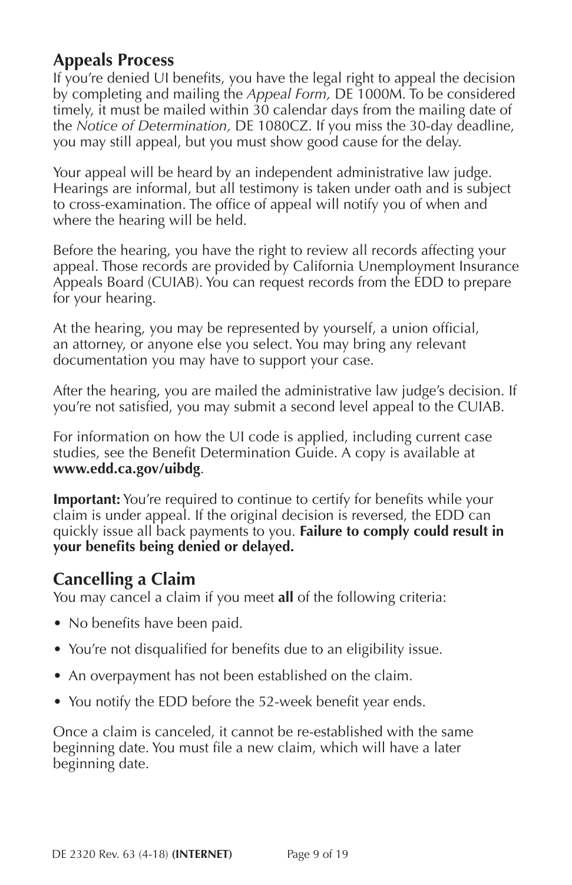## Appeals Process

If you're denied UI benefits, you have the legal right to appeal the decision by completing and mailing the *Appeal Form,* DE 1000M. To be considered timely, it must be mailed within 30 calendar days from the mailing date of the *Notice of Determination,* DE 1080CZ. If you miss the 30-day deadline, you may still appeal, but you must show good cause for the delay.

Your appeal will be heard by an independent administrative law judge. Hearings are informal, but all testimony is taken under oath and is subject to cross-examination. The office of appeal will notify you of when and where the hearing will be held.

Before the hearing, you have the right to review all records affecting your appeal. Those records are provided by California Unemployment Insurance Appeals Board (CUIAB). You can request records from the EDD to prepare for your hearing.

At the hearing, you may be represented by yourself, a union official, an attorney, or anyone else you select. You may bring any relevant documentation you may have to support your case.

After the hearing, you are mailed the administrative law judge's decision. If you're not satisfied, you may submit a second level appeal to the CUIAB.

For information on how the UI code is applied, including current case studies, see the Benefit Determination Guide. A copy is available at **www.edd.ca.gov/uibdg**.

**Important:** You're required to continue to certify for benefits while your claim is under appeal. If the original decision is reversed, the EDD can quickly issue all back payments to you. **Failure to comply could result in your benefits being denied or delayed.**

## Cancelling a Claim

You may cancel a claim if you meet **all** of the following criteria:

- No benefits have been paid.
- You're not disqualified for benefits due to an eligibility issue.
- An overpayment has not been established on the claim.
- You notify the EDD before the 52-week benefit year ends.

Once a claim is canceled, it cannot be re-established with the same beginning date. You must file a new claim, which will have a later beginning date.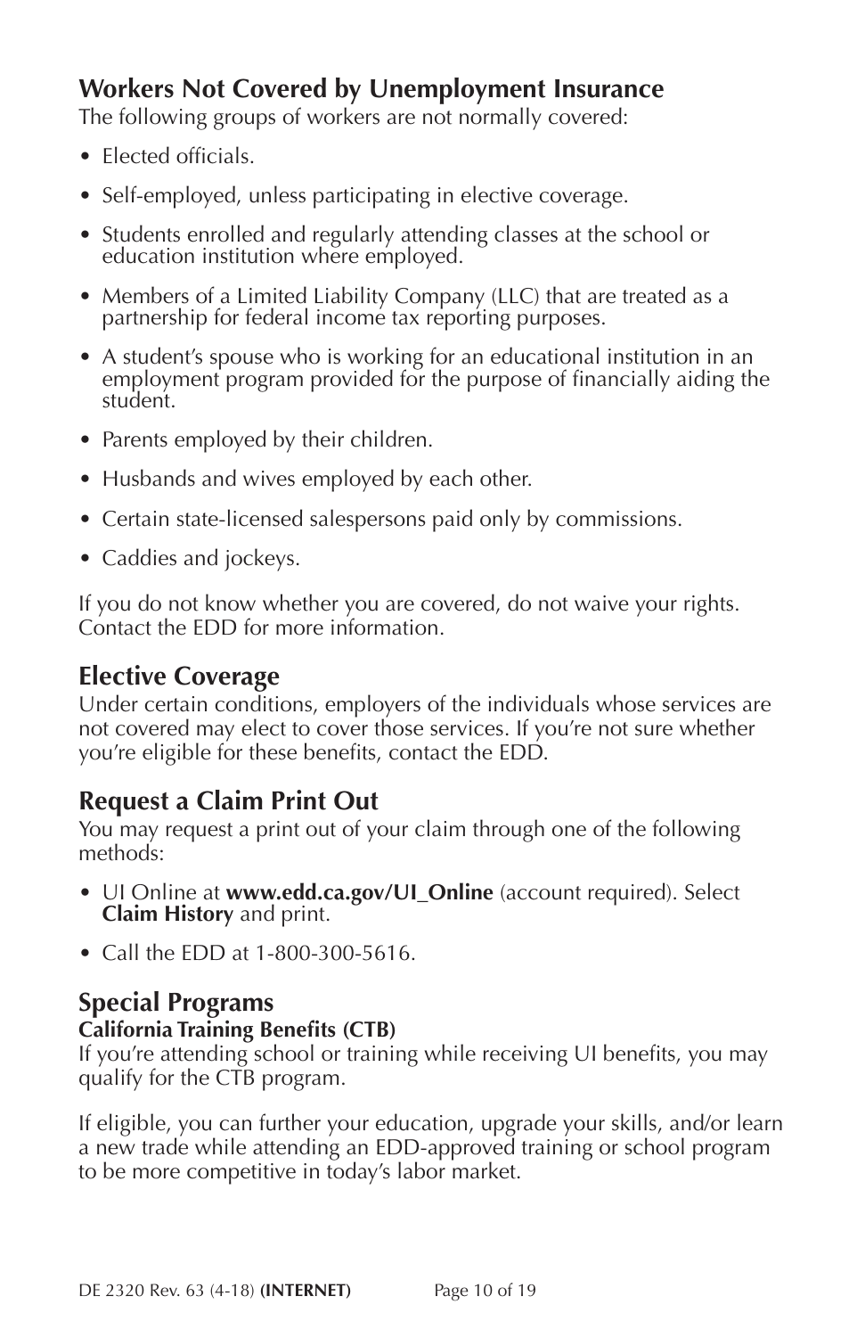## Workers Not Covered by Unemployment Insurance

The following groups of workers are not normally covered:

- Elected officials.
- Self-employed, unless participating in elective coverage.
- Students enrolled and regularly attending classes at the school or education institution where employed.
- Members of a Limited Liability Company (LLC) that are treated as a partnership for federal income tax reporting purposes.
- A student's spouse who is working for an educational institution in an employment program provided for the purpose of financially aiding the student.
- Parents employed by their children.
- Husbands and wives employed by each other.
- Certain state-licensed salespersons paid only by commissions.
- Caddies and jockeys.

If you do not know whether you are covered, do not waive your rights. Contact the EDD for more information.

## Elective Coverage

Under certain conditions, employers of the individuals whose services are not covered may elect to cover those services. If you're not sure whether you're eligible for these benefits, contact the EDD.

## Request a Claim Print Out

You may request a print out of your claim through one of the following methods:

- UI Online at **www.edd.ca.gov/UI_Online** (account required). Select **Claim History** and print.
- Call the EDD at 1-800-300-5616.

## Special Programs

### California Training Benefits (CTB)

If you're attending school or training while receiving UI benefits, you may qualify for the CTB program.

If eligible, you can further your education, upgrade your skills, and/or learn a new trade while attending an EDD-approved training or school program to be more competitive in today's labor market.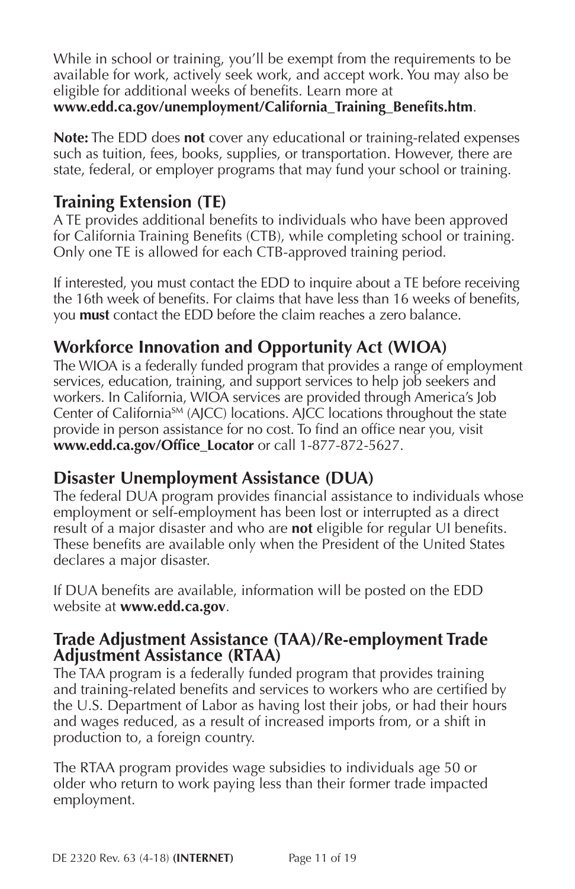While in school or training, you'll be exempt from the requirements to be available for work, actively seek work, and accept work. You may also be eligible for additional weeks of benefits. Learn more at **www.edd.ca.gov/unemployment/California_Training_Benefits.htm**.

**Note:** The EDD does **not** cover any educational or training-related expenses such as tuition, fees, books, supplies, or transportation. However, there are state, federal, or employer programs that may fund your school or training.

## Training Extension (TE)

A TE provides additional benefits to individuals who have been approved for California Training Benefits (CTB), while completing school or training. Only one TE is allowed for each CTB-approved training period.

If interested, you must contact the EDD to inquire about a TE before receiving the 16th week of benefits. For claims that have less than 16 weeks of benefits, you **must** contact the EDD before the claim reaches a zero balance.

## Workforce Innovation and Opportunity Act (WIOA)

The WIOA is a federally funded program that provides a range of employment services, education, training, and support services to help job seekers and workers. In California, WIOA services are provided through America's Job Center of California[SM] (AJCC) locations. AJCC locations throughout the state provide in person assistance for no cost. To find an office near you, visit **www.edd.ca.gov/Office_Locator** or call 1-877-872-5627.

## Disaster Unemployment Assistance (DUA)

The federal DUA program provides financial assistance to individuals whose employment or self-employment has been lost or interrupted as a direct result of a major disaster and who are **not** eligible for regular UI benefits. These benefits are available only when the President of the United States declares a major disaster.

If DUA benefits are available, information will be posted on the EDD website at **www.edd.ca.gov**.

## Trade Adjustment Assistance (TAA)/Re-employment Trade Adjustment Assistance (RTAA)

The TAA program is a federally funded program that provides training and training-related benefits and services to workers who are certified by the U.S. Department of Labor as having lost their jobs, or had their hours and wages reduced, as a result of increased imports from, or a shift in production to, a foreign country.

The RTAA program provides wage subsidies to individuals age 50 or older who return to work paying less than their former trade impacted employment.

DE 2320 Rev. 63 (4-18) **(INTERNET)**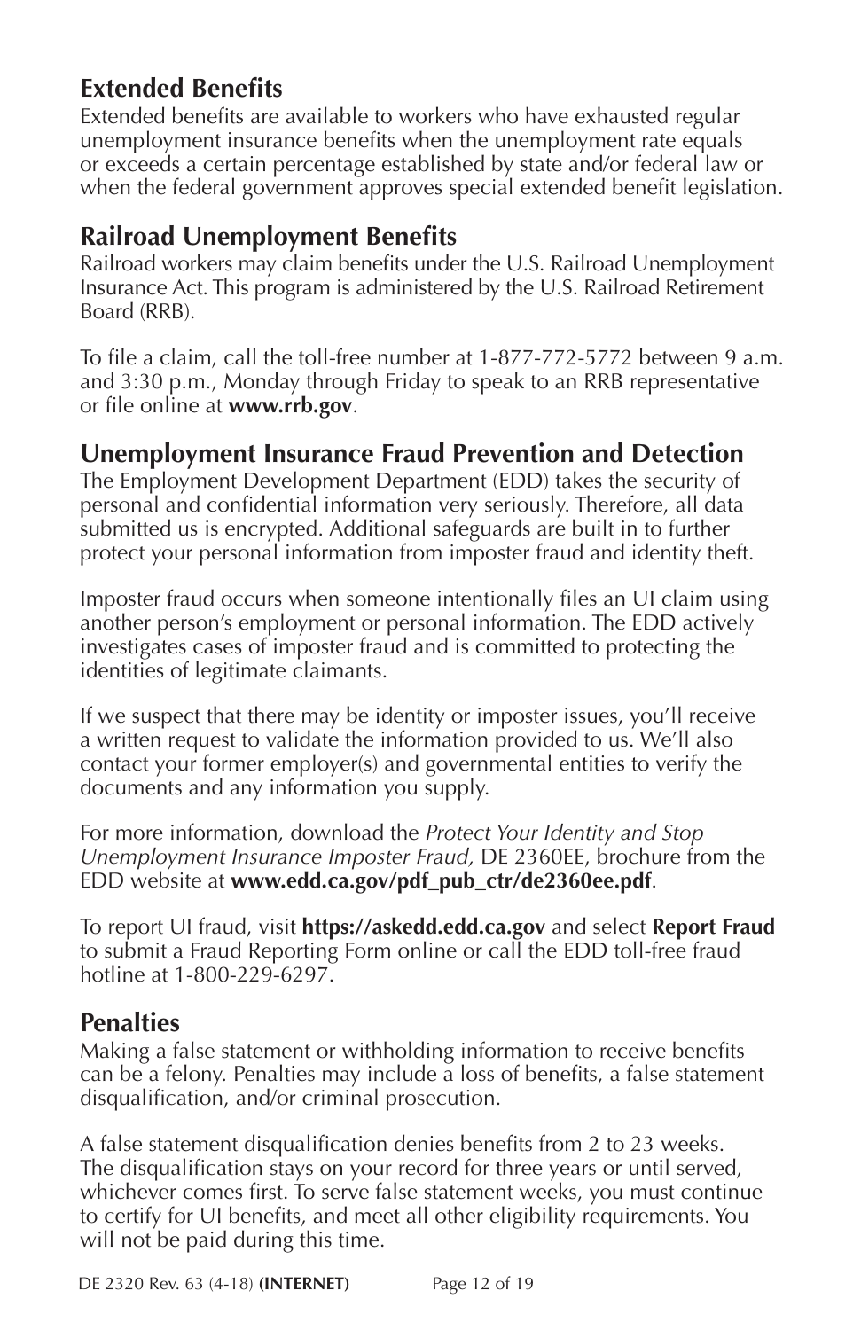## Extended Benefits

Extended benefits are available to workers who have exhausted regular unemployment insurance benefits when the unemployment rate equals or exceeds a certain percentage established by state and/or federal law or when the federal government approves special extended benefit legislation.

## Railroad Unemployment Benefits

Railroad workers may claim benefits under the U.S. Railroad Unemployment Insurance Act. This program is administered by the U.S. Railroad Retirement Board (RRB).

To file a claim, call the toll-free number at 1-877-772-5772 between 9 a.m. and 3:30 p.m., Monday through Friday to speak to an RRB representative or file online at **www.rrb.gov**.

## Unemployment Insurance Fraud Prevention and Detection

The Employment Development Department (EDD) takes the security of personal and confidential information very seriously. Therefore, all data submitted us is encrypted. Additional safeguards are built in to further protect your personal information from imposter fraud and identity theft.

Imposter fraud occurs when someone intentionally files an UI claim using another person's employment or personal information. The EDD actively investigates cases of imposter fraud and is committed to protecting the identities of legitimate claimants.

If we suspect that there may be identity or imposter issues, you'll receive a written request to validate the information provided to us. We'll also contact your former employer(s) and governmental entities to verify the documents and any information you supply.

For more information, download the *Protect Your Identity and Stop Unemployment Insurance Imposter Fraud,* DE 2360EE, brochure from the EDD website at **www.edd.ca.gov/pdf_pub_ctr/de2360ee.pdf**.

To report UI fraud, visit **https://askedd.edd.ca.gov** and select **Report Fraud** to submit a Fraud Reporting Form online or call the EDD toll-free fraud hotline at 1-800-229-6297.

## Penalties

Making a false statement or withholding information to receive benefits can be a felony. Penalties may include a loss of benefits, a false statement disqualification, and/or criminal prosecution.

A false statement disqualification denies benefits from 2 to 23 weeks. The disqualification stays on your record for three years or until served, whichever comes first. To serve false statement weeks, you must continue to certify for UI benefits, and meet all other eligibility requirements. You will not be paid during this time.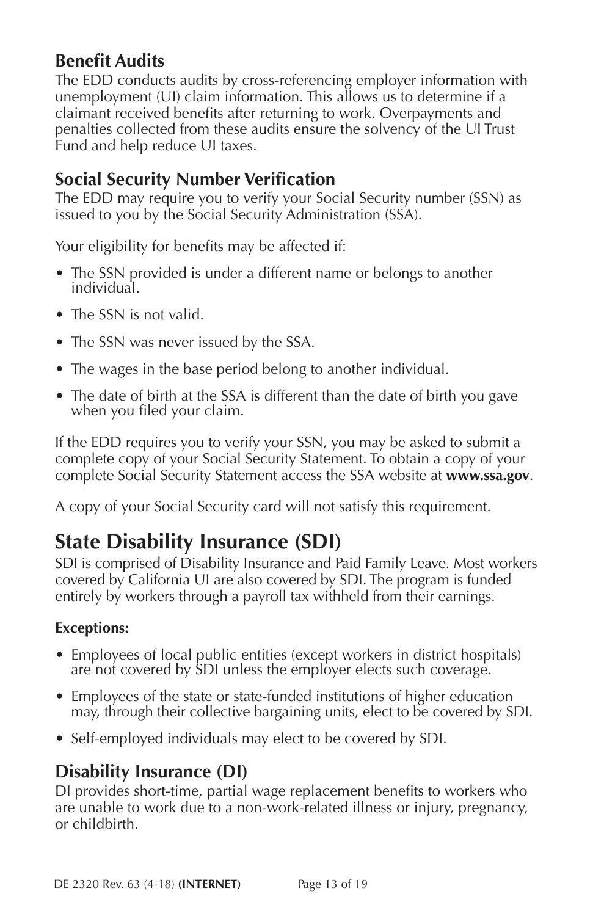### Benefit Audits

The EDD conducts audits by cross-referencing employer information with unemployment (UI) claim information. This allows us to determine if a claimant received benefits after returning to work. Overpayments and penalties collected from these audits ensure the solvency of the UI Trust Fund and help reduce UI taxes.

### Social Security Number Verification

The EDD may require you to verify your Social Security number (SSN) as issued to you by the Social Security Administration (SSA).

Your eligibility for benefits may be affected if:

- The SSN provided is under a different name or belongs to another individual.
- The SSN is not valid.
- The SSN was never issued by the SSA.
- The wages in the base period belong to another individual.
- The date of birth at the SSA is different than the date of birth you gave when you filed your claim.

If the EDD requires you to verify your SSN, you may be asked to submit a complete copy of your Social Security Statement. To obtain a copy of your complete Social Security Statement access the SSA website at **www.ssa.gov**.

A copy of your Social Security card will not satisfy this requirement.

## State Disability Insurance (SDI)

SDI is comprised of Disability Insurance and Paid Family Leave. Most workers covered by California UI are also covered by SDI. The program is funded entirely by workers through a payroll tax withheld from their earnings.

**Exceptions:**

- Employees of local public entities (except workers in district hospitals) are not covered by SDI unless the employer elects such coverage.
- Employees of the state or state-funded institutions of higher education may, through their collective bargaining units, elect to be covered by SDI.
- Self-employed individuals may elect to be covered by SDI.

### Disability Insurance (DI)

DI provides short-time, partial wage replacement benefits to workers who are unable to work due to a non-work-related illness or injury, pregnancy, or childbirth.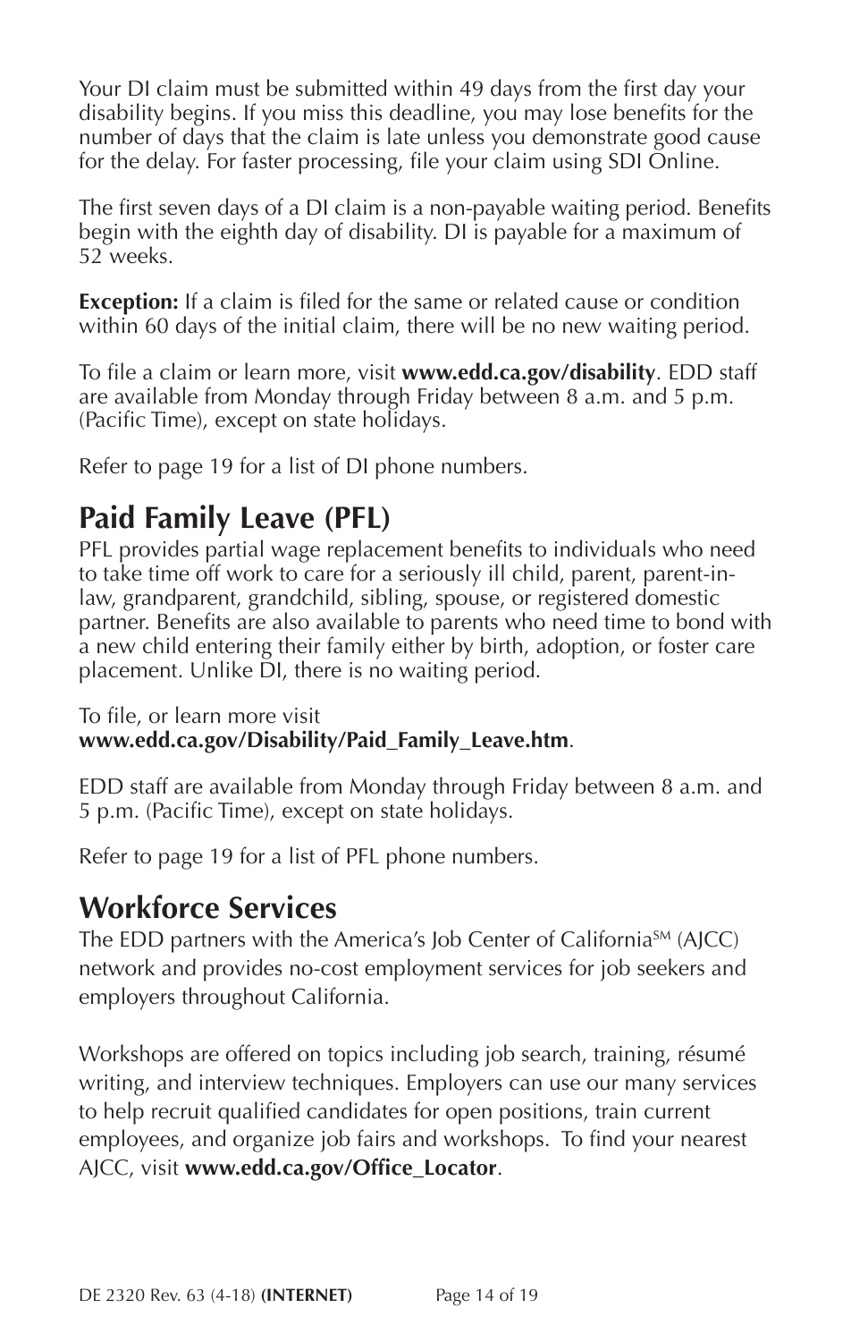Your DI claim must be submitted within 49 days from the first day your disability begins. If you miss this deadline, you may lose benefits for the number of days that the claim is late unless you demonstrate good cause for the delay. For faster processing, file your claim using SDI Online.

The first seven days of a DI claim is a non-payable waiting period. Benefits begin with the eighth day of disability. DI is payable for a maximum of 52 weeks.

**Exception:** If a claim is filed for the same or related cause or condition within 60 days of the initial claim, there will be no new waiting period.

To file a claim or learn more, visit **www.edd.ca.gov/disability**. EDD staff are available from Monday through Friday between 8 a.m. and 5 p.m. (Pacific Time), except on state holidays.

Refer to page 19 for a list of DI phone numbers.

## Paid Family Leave (PFL)

PFL provides partial wage replacement benefits to individuals who need to take time off work to care for a seriously ill child, parent, parent-in-law, grandparent, grandchild, sibling, spouse, or registered domestic partner. Benefits are also available to parents who need time to bond with a new child entering their family either by birth, adoption, or foster care placement. Unlike DI, there is no waiting period.

To file, or learn more visit
**www.edd.ca.gov/Disability/Paid_Family_Leave.htm**.

EDD staff are available from Monday through Friday between 8 a.m. and 5 p.m. (Pacific Time), except on state holidays.

Refer to page 19 for a list of PFL phone numbers.

## Workforce Services

The EDD partners with the America's Job Center of California[SM] (AJCC) network and provides no-cost employment services for job seekers and employers throughout California.

Workshops are offered on topics including job search, training, résumé writing, and interview techniques. Employers can use our many services to help recruit qualified candidates for open positions, train current employees, and organize job fairs and workshops. To find your nearest AJCC, visit **www.edd.ca.gov/Office_Locator**.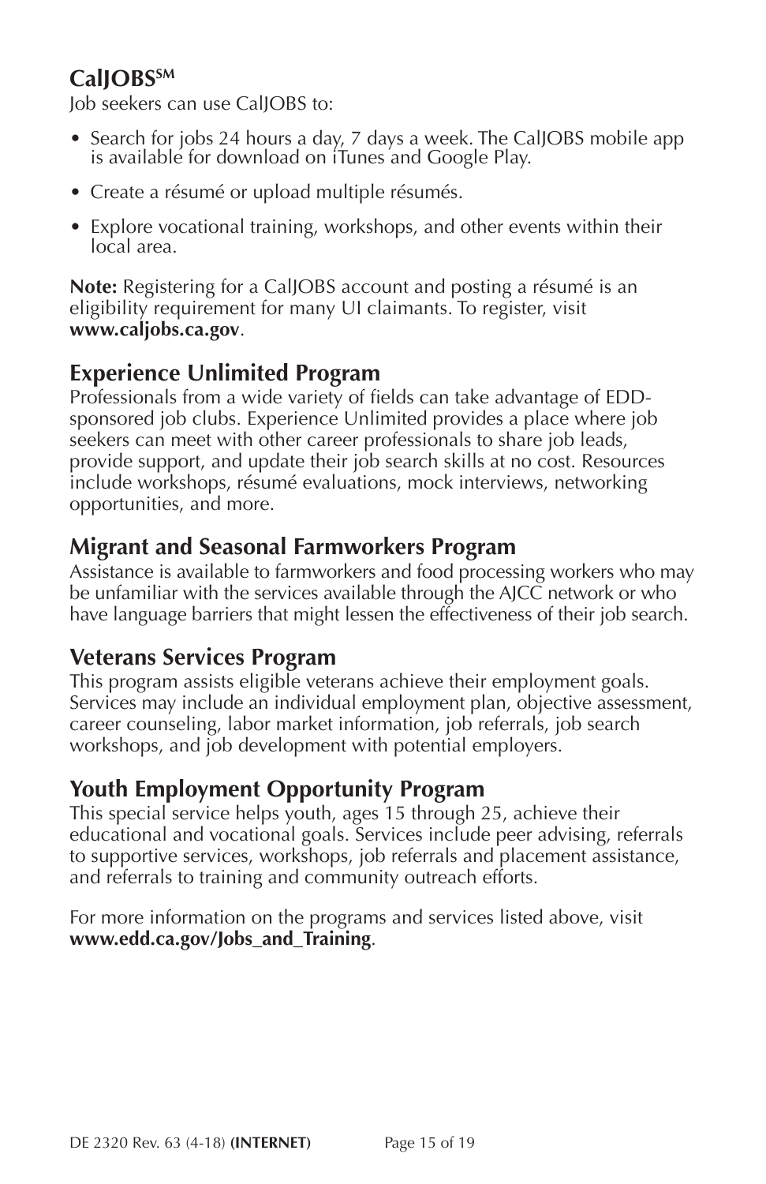## CalJOBS[SM]

Job seekers can use CalJOBS to:

- Search for jobs 24 hours a day, 7 days a week. The CalJOBS mobile app is available for download on iTunes and Google Play.
- Create a résumé or upload multiple résumés.
- Explore vocational training, workshops, and other events within their local area.

**Note:** Registering for a CalJOBS account and posting a résumé is an eligibility requirement for many UI claimants. To register, visit **www.caljobs.ca.gov**.

## Experience Unlimited Program

Professionals from a wide variety of fields can take advantage of EDD-sponsored job clubs. Experience Unlimited provides a place where job seekers can meet with other career professionals to share job leads, provide support, and update their job search skills at no cost. Resources include workshops, résumé evaluations, mock interviews, networking opportunities, and more.

## Migrant and Seasonal Farmworkers Program

Assistance is available to farmworkers and food processing workers who may be unfamiliar with the services available through the AJCC network or who have language barriers that might lessen the effectiveness of their job search.

## Veterans Services Program

This program assists eligible veterans achieve their employment goals. Services may include an individual employment plan, objective assessment, career counseling, labor market information, job referrals, job search workshops, and job development with potential employers.

## Youth Employment Opportunity Program

This special service helps youth, ages 15 through 25, achieve their educational and vocational goals. Services include peer advising, referrals to supportive services, workshops, job referrals and placement assistance, and referrals to training and community outreach efforts.

For more information on the programs and services listed above, visit **www.edd.ca.gov/Jobs_and_Training**.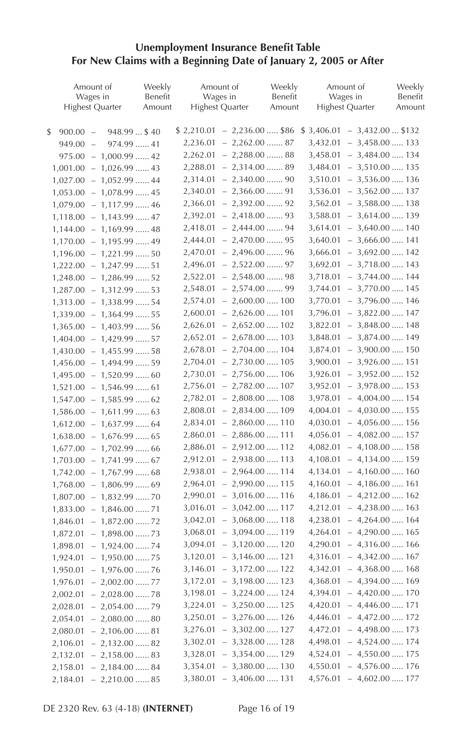## Unemployment Insurance Benefit Table
## For New Claims with a Beginning Date of January 2, 2005 or After

| Amount of Wages in Highest Quarter | Weekly Benefit Amount | Amount of Wages in Highest Quarter | Weekly Benefit Amount | Amount of Wages in Highest Quarter | Weekly Benefit Amount |
|---|---|---|---|---|---|
| $ 900.00 – 948.99 | $ 40 | $ 2,210.01 – 2,236.00 | $86 | $ 3,406.01 – 3,432.00 | $132 |
| 949.00 – 974.99 | 41 | 2,236.01 – 2,262.00 | 87 | 3,432.01 – 3,458.00 | 133 |
| 975.00 – 1,000.99 | 42 | 2,262.01 – 2,288.00 | 88 | 3,458.01 – 3,484.00 | 134 |
| 1,001.00 – 1,026.99 | 43 | 2,288.01 – 2,314.00 | 89 | 3,484.01 – 3,510.00 | 135 |
| 1,027.00 – 1,052.99 | 44 | 2,314.01 – 2,340.00 | 90 | 3,510.01 – 3,536.00 | 136 |
| 1,053.00 – 1,078.99 | 45 | 2,340.01 – 2,366.00 | 91 | 3,536.01 – 3,562.00 | 137 |
| 1,079.00 – 1,117.99 | 46 | 2,366.01 – 2,392.00 | 92 | 3,562.01 – 3,588.00 | 138 |
| 1,118.00 – 1,143.99 | 47 | 2,392.01 – 2,418.00 | 93 | 3,588.01 – 3,614.00 | 139 |
| 1,144.00 – 1,169.99 | 48 | 2,418.01 – 2,444.00 | 94 | 3,614.01 – 3,640.00 | 140 |
| 1,170.00 – 1,195.99 | 49 | 2,444.01 – 2,470.00 | 95 | 3,640.01 – 3,666.00 | 141 |
| 1,196.00 – 1,221.99 | 50 | 2,470.01 – 2,496.00 | 96 | 3,666.01 – 3,692.00 | 142 |
| 1,222.00 – 1,247.99 | 51 | 2,496.01 – 2,522.00 | 97 | 3,692.01 – 3,718.00 | 143 |
| 1,248.00 – 1,286.99 | 52 | 2,522.01 – 2,548.00 | 98 | 3,718.01 – 3,744.00 | 144 |
| 1,287.00 – 1,312.99 | 53 | 2,548.01 – 2,574.00 | 99 | 3,744.01 – 3,770.00 | 145 |
| 1,313.00 – 1,338.99 | 54 | 2,574.01 – 2,600.00 | 100 | 3,770.01 – 3,796.00 | 146 |
| 1,339.00 – 1,364.99 | 55 | 2,600.01 – 2,626.00 | 101 | 3,796.01 – 3,822.00 | 147 |
| 1,365.00 – 1,403.99 | 56 | 2,626.01 – 2,652.00 | 102 | 3,822.01 – 3,848.00 | 148 |
| 1,404.00 – 1,429.99 | 57 | 2,652.01 – 2,678.00 | 103 | 3,848.01 – 3,874.00 | 149 |
| 1,430.00 – 1,455.99 | 58 | 2,678.01 – 2,704.00 | 104 | 3,874.01 – 3,900.00 | 150 |
| 1,456.00 – 1,494.99 | 59 | 2,704.01 – 2,730.00 | 105 | 3,900.01 – 3,926.00 | 151 |
| 1,495.00 – 1,520.99 | 60 | 2,730.01 – 2,756.00 | 106 | 3,926.01 – 3,952.00 | 152 |
| 1,521.00 – 1,546.99 | 61 | 2,756.01 – 2,782.00 | 107 | 3,952.01 – 3,978.00 | 153 |
| 1,547.00 – 1,585.99 | 62 | 2,782.01 – 2,808.00 | 108 | 3,978.01 – 4,004.00 | 154 |
| 1,586.00 – 1,611.99 | 63 | 2,808.01 – 2,834.00 | 109 | 4,004.01 – 4,030.00 | 155 |
| 1,612.00 – 1,637.99 | 64 | 2,834.01 – 2,860.00 | 110 | 4,030.01 – 4,056.00 | 156 |
| 1,638.00 – 1,676.99 | 65 | 2,860.01 – 2,886.00 | 111 | 4,056.01 – 4,082.00 | 157 |
| 1,677.00 – 1,702.99 | 66 | 2,886.01 – 2,912.00 | 112 | 4,082.01 – 4,108.00 | 158 |
| 1,703.00 – 1,741.99 | 67 | 2,912.01 – 2,938.00 | 113 | 4,108.01 – 4,134.00 | 159 |
| 1,742.00 – 1,767.99 | 68 | 2,938.01 – 2,964.00 | 114 | 4,134.01 – 4,160.00 | 160 |
| 1,768.00 – 1,806.99 | 69 | 2,964.01 – 2,990.00 | 115 | 4,160.01 – 4,186.00 | 161 |
| 1,807.00 – 1,832.99 | 70 | 2,990.01 – 3,016.00 | 116 | 4,186.01 – 4,212.00 | 162 |
| 1,833.00 – 1,846.00 | 71 | 3,016.01 – 3,042.00 | 117 | 4,212.01 – 4,238.00 | 163 |
| 1,846.01 – 1,872.00 | 72 | 3,042.01 – 3,068.00 | 118 | 4,238.01 – 4,264.00 | 164 |
| 1,872.01 – 1,898.00 | 73 | 3,068.01 – 3,094.00 | 119 | 4,264.01 – 4,290.00 | 165 |
| 1,898.01 – 1,924.00 | 74 | 3,094.01 – 3,120.00 | 120 | 4,290.01 – 4,316.00 | 166 |
| 1,924.01 – 1,950.00 | 75 | 3,120.01 – 3,146.00 | 121 | 4,316.01 – 4,342.00 | 167 |
| 1,950.01 – 1,976.00 | 76 | 3,146.01 – 3,172.00 | 122 | 4,342.01 – 4,368.00 | 168 |
| 1,976.01 – 2,002.00 | 77 | 3,172.01 – 3,198.00 | 123 | 4,368.01 – 4,394.00 | 169 |
| 2,002.01 – 2,028.00 | 78 | 3,198.01 – 3,224.00 | 124 | 4,394.01 – 4,420.00 | 170 |
| 2,028.01 – 2,054.00 | 79 | 3,224.01 – 3,250.00 | 125 | 4,420.01 – 4,446.00 | 171 |
| 2,054.01 – 2,080.00 | 80 | 3,250.01 – 3,276.00 | 126 | 4,446.01 – 4,472.00 | 172 |
| 2,080.01 – 2,106.00 | 81 | 3,276.01 – 3,302.00 | 127 | 4,472.01 – 4,498.00 | 173 |
| 2,106.01 – 2,132.00 | 82 | 3,302.01 – 3,328.00 | 128 | 4,498.01 – 4,524.00 | 174 |
| 2,132.01 – 2,158.00 | 83 | 3,328.01 – 3,354.00 | 129 | 4,524.01 – 4,550.00 | 175 |
| 2,158.01 – 2,184.00 | 84 | 3,354.01 – 3,380.00 | 130 | 4,550.01 – 4,576.00 | 176 |
| 2,184.01 – 2,210.00 | 85 | 3,380.01 – 3,406.00 | 131 | 4,576.01 – 4,602.00 | 177 |

DE 2320 Rev. 63 (4-18) **(INTERNET)**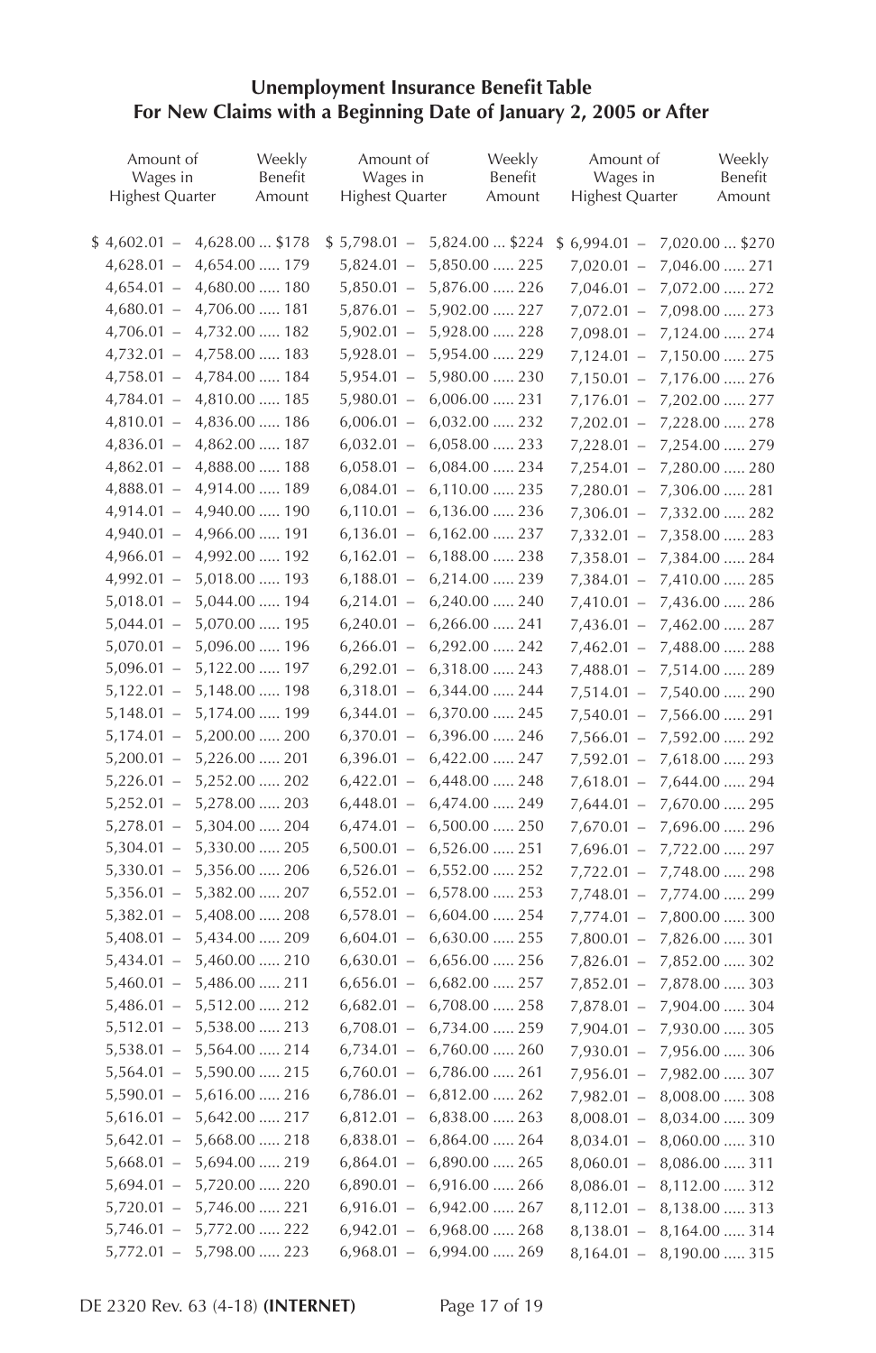**Unemployment Insurance Benefit Table**
**For New Claims with a Beginning Date of January 2, 2005 or After**

| Amount of Wages in Highest Quarter | Weekly Benefit Amount | Amount of Wages in Highest Quarter | Weekly Benefit Amount | Amount of Wages in Highest Quarter | Weekly Benefit Amount |
|---|---|---|---|---|---|
| $ 4,602.01 – 4,628.00 | $178 | $ 5,798.01 – 5,824.00 | $224 | $ 6,994.01 – 7,020.00 | $270 |
| 4,628.01 – 4,654.00 | 179 | 5,824.01 – 5,850.00 | 225 | 7,020.01 – 7,046.00 | 271 |
| 4,654.01 – 4,680.00 | 180 | 5,850.01 – 5,876.00 | 226 | 7,046.01 – 7,072.00 | 272 |
| 4,680.01 – 4,706.00 | 181 | 5,876.01 – 5,902.00 | 227 | 7,072.01 – 7,098.00 | 273 |
| 4,706.01 – 4,732.00 | 182 | 5,902.01 – 5,928.00 | 228 | 7,098.01 – 7,124.00 | 274 |
| 4,732.01 – 4,758.00 | 183 | 5,928.01 – 5,954.00 | 229 | 7,124.01 – 7,150.00 | 275 |
| 4,758.01 – 4,784.00 | 184 | 5,954.01 – 5,980.00 | 230 | 7,150.01 – 7,176.00 | 276 |
| 4,784.01 – 4,810.00 | 185 | 5,980.01 – 6,006.00 | 231 | 7,176.01 – 7,202.00 | 277 |
| 4,810.01 – 4,836.00 | 186 | 6,006.01 – 6,032.00 | 232 | 7,202.01 – 7,228.00 | 278 |
| 4,836.01 – 4,862.00 | 187 | 6,032.01 – 6,058.00 | 233 | 7,228.01 – 7,254.00 | 279 |
| 4,862.01 – 4,888.00 | 188 | 6,058.01 – 6,084.00 | 234 | 7,254.01 – 7,280.00 | 280 |
| 4,888.01 – 4,914.00 | 189 | 6,084.01 – 6,110.00 | 235 | 7,280.01 – 7,306.00 | 281 |
| 4,914.01 – 4,940.00 | 190 | 6,110.01 – 6,136.00 | 236 | 7,306.01 – 7,332.00 | 282 |
| 4,940.01 – 4,966.00 | 191 | 6,136.01 – 6,162.00 | 237 | 7,332.01 – 7,358.00 | 283 |
| 4,966.01 – 4,992.00 | 192 | 6,162.01 – 6,188.00 | 238 | 7,358.01 – 7,384.00 | 284 |
| 4,992.01 – 5,018.00 | 193 | 6,188.01 – 6,214.00 | 239 | 7,384.01 – 7,410.00 | 285 |
| 5,018.01 – 5,044.00 | 194 | 6,214.01 – 6,240.00 | 240 | 7,410.01 – 7,436.00 | 286 |
| 5,044.01 – 5,070.00 | 195 | 6,240.01 – 6,266.00 | 241 | 7,436.01 – 7,462.00 | 287 |
| 5,070.01 – 5,096.00 | 196 | 6,266.01 – 6,292.00 | 242 | 7,462.01 – 7,488.00 | 288 |
| 5,096.01 – 5,122.00 | 197 | 6,292.01 – 6,318.00 | 243 | 7,488.01 – 7,514.00 | 289 |
| 5,122.01 – 5,148.00 | 198 | 6,318.01 – 6,344.00 | 244 | 7,514.01 – 7,540.00 | 290 |
| 5,148.01 – 5,174.00 | 199 | 6,344.01 – 6,370.00 | 245 | 7,540.01 – 7,566.00 | 291 |
| 5,174.01 – 5,200.00 | 200 | 6,370.01 – 6,396.00 | 246 | 7,566.01 – 7,592.00 | 292 |
| 5,200.01 – 5,226.00 | 201 | 6,396.01 – 6,422.00 | 247 | 7,592.01 – 7,618.00 | 293 |
| 5,226.01 – 5,252.00 | 202 | 6,422.01 – 6,448.00 | 248 | 7,618.01 – 7,644.00 | 294 |
| 5,252.01 – 5,278.00 | 203 | 6,448.01 – 6,474.00 | 249 | 7,644.01 – 7,670.00 | 295 |
| 5,278.01 – 5,304.00 | 204 | 6,474.01 – 6,500.00 | 250 | 7,670.01 – 7,696.00 | 296 |
| 5,304.01 – 5,330.00 | 205 | 6,500.01 – 6,526.00 | 251 | 7,696.01 – 7,722.00 | 297 |
| 5,330.01 – 5,356.00 | 206 | 6,526.01 – 6,552.00 | 252 | 7,722.01 – 7,748.00 | 298 |
| 5,356.01 – 5,382.00 | 207 | 6,552.01 – 6,578.00 | 253 | 7,748.01 – 7,774.00 | 299 |
| 5,382.01 – 5,408.00 | 208 | 6,578.01 – 6,604.00 | 254 | 7,774.01 – 7,800.00 | 300 |
| 5,408.01 – 5,434.00 | 209 | 6,604.01 – 6,630.00 | 255 | 7,800.01 – 7,826.00 | 301 |
| 5,434.01 – 5,460.00 | 210 | 6,630.01 – 6,656.00 | 256 | 7,826.01 – 7,852.00 | 302 |
| 5,460.01 – 5,486.00 | 211 | 6,656.01 – 6,682.00 | 257 | 7,852.01 – 7,878.00 | 303 |
| 5,486.01 – 5,512.00 | 212 | 6,682.01 – 6,708.00 | 258 | 7,878.01 – 7,904.00 | 304 |
| 5,512.01 – 5,538.00 | 213 | 6,708.01 – 6,734.00 | 259 | 7,904.01 – 7,930.00 | 305 |
| 5,538.01 – 5,564.00 | 214 | 6,734.01 – 6,760.00 | 260 | 7,930.01 – 7,956.00 | 306 |
| 5,564.01 – 5,590.00 | 215 | 6,760.01 – 6,786.00 | 261 | 7,956.01 – 7,982.00 | 307 |
| 5,590.01 – 5,616.00 | 216 | 6,786.01 – 6,812.00 | 262 | 7,982.01 – 8,008.00 | 308 |
| 5,616.01 – 5,642.00 | 217 | 6,812.01 – 6,838.00 | 263 | 8,008.01 – 8,034.00 | 309 |
| 5,642.01 – 5,668.00 | 218 | 6,838.01 – 6,864.00 | 264 | 8,034.01 – 8,060.00 | 310 |
| 5,668.01 – 5,694.00 | 219 | 6,864.01 – 6,890.00 | 265 | 8,060.01 – 8,086.00 | 311 |
| 5,694.01 – 5,720.00 | 220 | 6,890.01 – 6,916.00 | 266 | 8,086.01 – 8,112.00 | 312 |
| 5,720.01 – 5,746.00 | 221 | 6,916.01 – 6,942.00 | 267 | 8,112.01 – 8,138.00 | 313 |
| 5,746.01 – 5,772.00 | 222 | 6,942.01 – 6,968.00 | 268 | 8,138.01 – 8,164.00 | 314 |
| 5,772.01 – 5,798.00 | 223 | 6,968.01 – 6,994.00 | 269 | 8,164.01 – 8,190.00 | 315 |

DE 2320 Rev. 63 (4-18) **(INTERNET)**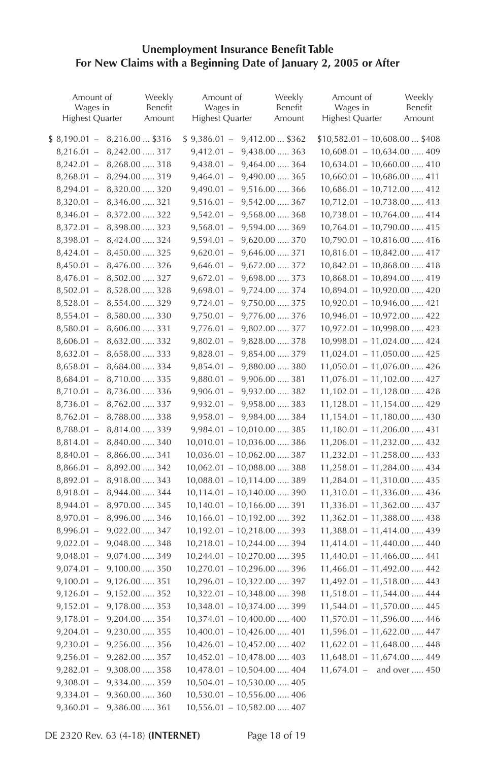## Unemployment Insurance Benefit Table
## For New Claims with a Beginning Date of January 2, 2005 or After

| Amount of Wages in Highest Quarter | Weekly Benefit Amount | Amount of Wages in Highest Quarter | Weekly Benefit Amount | Amount of Wages in Highest Quarter | Weekly Benefit Amount |
|---|---|---|---|---|---|
| $ 8,190.01 – 8,216.00 | $316 | $ 9,386.01 – 9,412.00 | $362 | $10,582.01 – 10,608.00 | $408 |
| 8,216.01 – 8,242.00 | 317 | 9,412.01 – 9,438.00 | 363 | 10,608.01 – 10,634.00 | 409 |
| 8,242.01 – 8,268.00 | 318 | 9,438.01 – 9,464.00 | 364 | 10,634.01 – 10,660.00 | 410 |
| 8,268.01 – 8,294.00 | 319 | 9,464.01 – 9,490.00 | 365 | 10,660.01 – 10,686.00 | 411 |
| 8,294.01 – 8,320.00 | 320 | 9,490.01 – 9,516.00 | 366 | 10,686.01 – 10,712.00 | 412 |
| 8,320.01 – 8,346.00 | 321 | 9,516.01 – 9,542.00 | 367 | 10,712.01 – 10,738.00 | 413 |
| 8,346.01 – 8,372.00 | 322 | 9,542.01 – 9,568.00 | 368 | 10,738.01 – 10,764.00 | 414 |
| 8,372.01 – 8,398.00 | 323 | 9,568.01 – 9,594.00 | 369 | 10,764.01 – 10,790.00 | 415 |
| 8,398.01 – 8,424.00 | 324 | 9,594.01 – 9,620.00 | 370 | 10,790.01 – 10,816.00 | 416 |
| 8,424.01 – 8,450.00 | 325 | 9,620.01 – 9,646.00 | 371 | 10,816.01 – 10,842.00 | 417 |
| 8,450.01 – 8,476.00 | 326 | 9,646.01 – 9,672.00 | 372 | 10,842.01 – 10,868.00 | 418 |
| 8,476.01 – 8,502.00 | 327 | 9,672.01 – 9,698.00 | 373 | 10,868.01 – 10,894.00 | 419 |
| 8,502.01 – 8,528.00 | 328 | 9,698.01 – 9,724.00 | 374 | 10,894.01 – 10,920.00 | 420 |
| 8,528.01 – 8,554.00 | 329 | 9,724.01 – 9,750.00 | 375 | 10,920.01 – 10,946.00 | 421 |
| 8,554.01 – 8,580.00 | 330 | 9,750.01 – 9,776.00 | 376 | 10,946.01 – 10,972.00 | 422 |
| 8,580.01 – 8,606.00 | 331 | 9,776.01 – 9,802.00 | 377 | 10,972.01 – 10,998.00 | 423 |
| 8,606.01 – 8,632.00 | 332 | 9,802.01 – 9,828.00 | 378 | 10,998.01 – 11,024.00 | 424 |
| 8,632.01 – 8,658.00 | 333 | 9,828.01 – 9,854.00 | 379 | 11,024.01 – 11,050.00 | 425 |
| 8,658.01 – 8,684.00 | 334 | 9,854.01 – 9,880.00 | 380 | 11,050.01 – 11,076.00 | 426 |
| 8,684.01 – 8,710.00 | 335 | 9,880.01 – 9,906.00 | 381 | 11,076.01 – 11,102.00 | 427 |
| 8,710.01 – 8,736.00 | 336 | 9,906.01 – 9,932.00 | 382 | 11,102.01 – 11,128.00 | 428 |
| 8,736.01 – 8,762.00 | 337 | 9,932.01 – 9,958.00 | 383 | 11,128.01 – 11,154.00 | 429 |
| 8,762.01 – 8,788.00 | 338 | 9,958.01 – 9,984.00 | 384 | 11,154.01 – 11,180.00 | 430 |
| 8,788.01 – 8,814.00 | 339 | 9,984.01 – 10,010.00 | 385 | 11,180.01 – 11,206.00 | 431 |
| 8,814.01 – 8,840.00 | 340 | 10,010.01 – 10,036.00 | 386 | 11,206.01 – 11,232.00 | 432 |
| 8,840.01 – 8,866.00 | 341 | 10,036.01 – 10,062.00 | 387 | 11,232.01 – 11,258.00 | 433 |
| 8,866.01 – 8,892.00 | 342 | 10,062.01 – 10,088.00 | 388 | 11,258.01 – 11,284.00 | 434 |
| 8,892.01 – 8,918.00 | 343 | 10,088.01 – 10,114.00 | 389 | 11,284.01 – 11,310.00 | 435 |
| 8,918.01 – 8,944.00 | 344 | 10,114.01 – 10,140.00 | 390 | 11,310.01 – 11,336.00 | 436 |
| 8,944.01 – 8,970.00 | 345 | 10,140.01 – 10,166.00 | 391 | 11,336.01 – 11,362.00 | 437 |
| 8,970.01 – 8,996.00 | 346 | 10,166.01 – 10,192.00 | 392 | 11,362.01 – 11,388.00 | 438 |
| 8,996.01 – 9,022.00 | 347 | 10,192.01 – 10,218.00 | 393 | 11,388.01 – 11,414.00 | 439 |
| 9,022.01 – 9,048.00 | 348 | 10,218.01 – 10,244.00 | 394 | 11,414.01 – 11,440.00 | 440 |
| 9,048.01 – 9,074.00 | 349 | 10,244.01 – 10,270.00 | 395 | 11,440.01 – 11,466.00 | 441 |
| 9,074.01 – 9,100.00 | 350 | 10,270.01 – 10,296.00 | 396 | 11,466.01 – 11,492.00 | 442 |
| 9,100.01 – 9,126.00 | 351 | 10,296.01 – 10,322.00 | 397 | 11,492.01 – 11,518.00 | 443 |
| 9,126.01 – 9,152.00 | 352 | 10,322.01 – 10,348.00 | 398 | 11,518.01 – 11,544.00 | 444 |
| 9,152.01 – 9,178.00 | 353 | 10,348.01 – 10,374.00 | 399 | 11,544.01 – 11,570.00 | 445 |
| 9,178.01 – 9,204.00 | 354 | 10,374.01 – 10,400.00 | 400 | 11,570.01 – 11,596.00 | 446 |
| 9,204.01 – 9,230.00 | 355 | 10,400.01 – 10,426.00 | 401 | 11,596.01 – 11,622.00 | 447 |
| 9,230.01 – 9,256.00 | 356 | 10,426.01 – 10,452.00 | 402 | 11,622.01 – 11,648.00 | 448 |
| 9,256.01 – 9,282.00 | 357 | 10,452.01 – 10,478.00 | 403 | 11,648.01 – 11,674.00 | 449 |
| 9,282.01 – 9,308.00 | 358 | 10,478.01 – 10,504.00 | 404 | 11,674.01 – and over | 450 |
| 9,308.01 – 9,334.00 | 359 | 10,504.01 – 10,530.00 | 405 | | |
| 9,334.01 – 9,360.00 | 360 | 10,530.01 – 10,556.00 | 406 | | |
| 9,360.01 – 9,386.00 | 361 | 10,556.01 – 10,582.00 | 407 | | |

DE 2320 Rev. 63 (4-18) **(INTERNET)**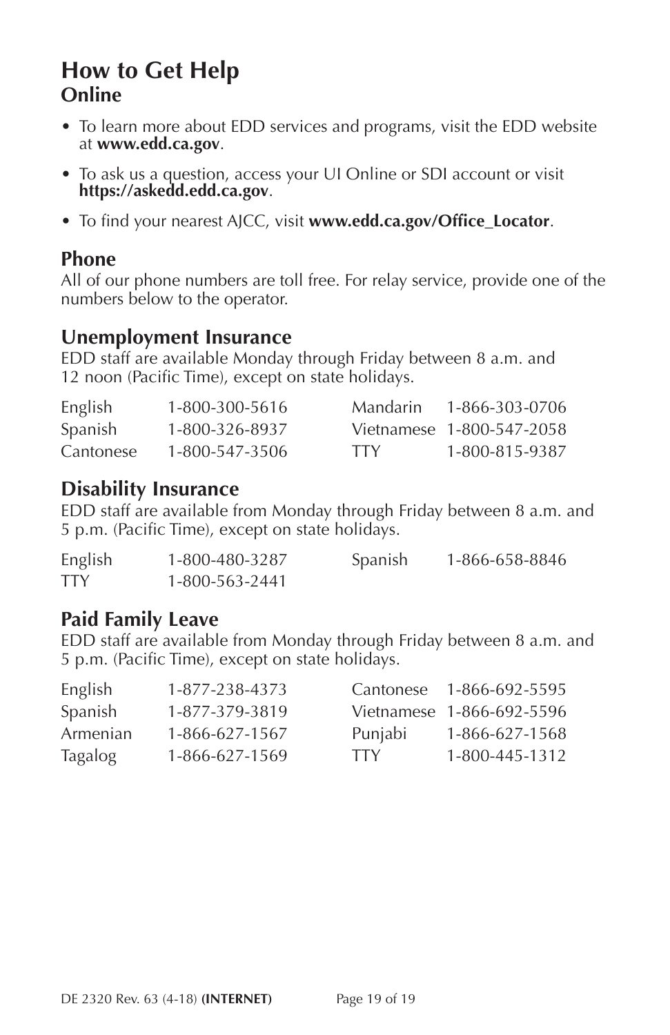# How to Get Help

## Online

- To learn more about EDD services and programs, visit the EDD website at **www.edd.ca.gov**.
- To ask us a question, access your UI Online or SDI account or visit **https://askedd.edd.ca.gov**.
- To find your nearest AJCC, visit **www.edd.ca.gov/Office_Locator**.

## Phone

All of our phone numbers are toll free. For relay service, provide one of the numbers below to the operator.

## Unemployment Insurance

EDD staff are available Monday through Friday between 8 a.m. and 12 noon (Pacific Time), except on state holidays.

| | | | |
|---|---|---|---|
| English | 1-800-300-5616 | Mandarin | 1-866-303-0706 |
| Spanish | 1-800-326-8937 | Vietnamese | 1-800-547-2058 |
| Cantonese | 1-800-547-3506 | TTY | 1-800-815-9387 |

## Disability Insurance

EDD staff are available from Monday through Friday between 8 a.m. and 5 p.m. (Pacific Time), except on state holidays.

| | | | |
|---|---|---|---|
| English | 1-800-480-3287 | Spanish | 1-866-658-8846 |
| TTY | 1-800-563-2441 | | |

## Paid Family Leave

EDD staff are available from Monday through Friday between 8 a.m. and 5 p.m. (Pacific Time), except on state holidays.

| | | | |
|---|---|---|---|
| English | 1-877-238-4373 | Cantonese | 1-866-692-5595 |
| Spanish | 1-877-379-3819 | Vietnamese | 1-866-692-5596 |
| Armenian | 1-866-627-1567 | Punjabi | 1-866-627-1568 |
| Tagalog | 1-866-627-1569 | TTY | 1-800-445-1312 |

DE 2320 Rev. 63 (4-18) **(INTERNET)**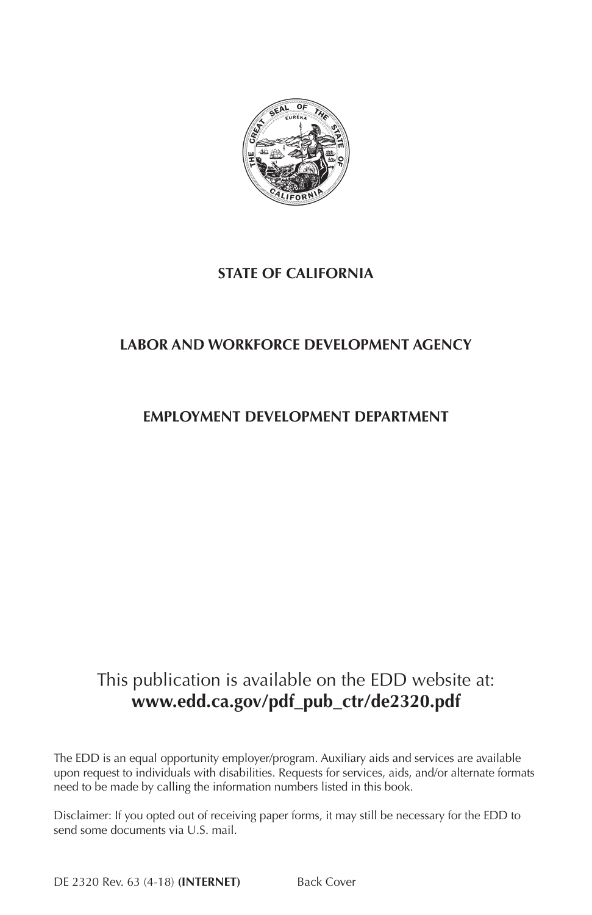**STATE OF CALIFORNIA**

**LABOR AND WORKFORCE DEVELOPMENT AGENCY**

**EMPLOYMENT DEVELOPMENT DEPARTMENT**

This publication is available on the EDD website at:
**www.edd.ca.gov/pdf_pub_ctr/de2320.pdf**

The EDD is an equal opportunity employer/program. Auxiliary aids and services are available upon request to individuals with disabilities. Requests for services, aids, and/or alternate formats need to be made by calling the information numbers listed in this book.

Disclaimer: If you opted out of receiving paper forms, it may still be necessary for the EDD to send some documents via U.S. mail.

DE 2320 Rev. 63 (4-18) **(INTERNET)** Back Cover